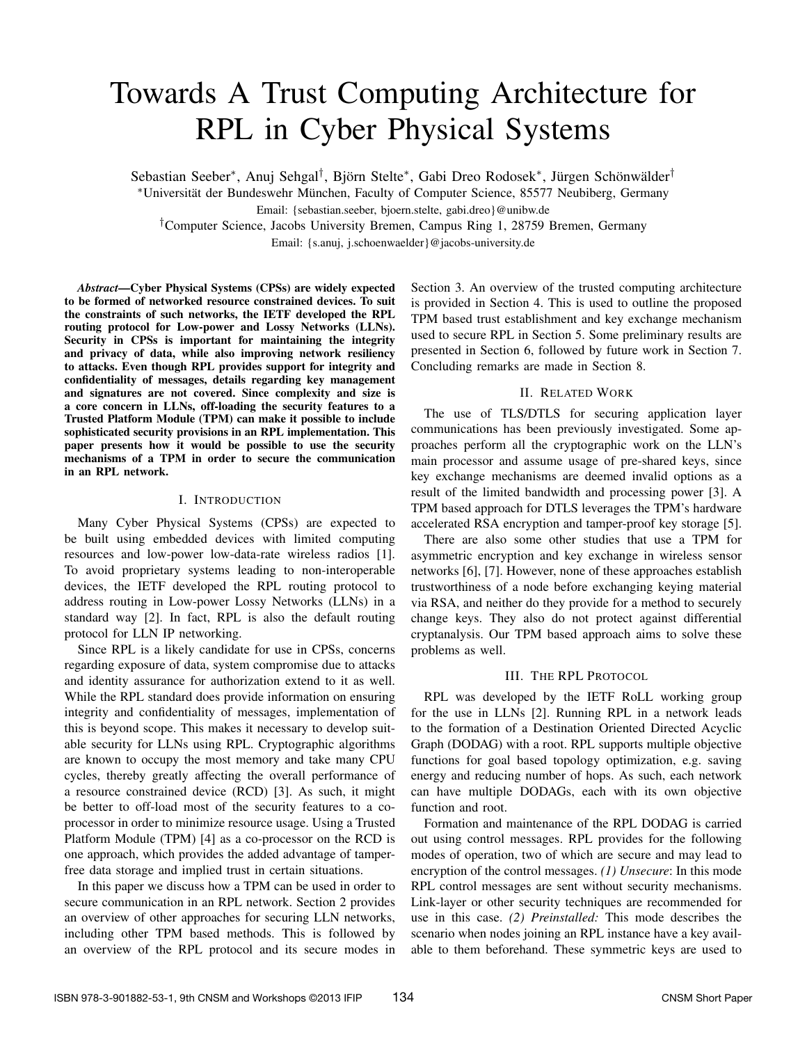# Towards A Trust Computing Architecture for RPL in Cyber Physical Systems

Sebastian Seeber[*], Anuj Sehgal[†], Björn Stelte[*], Gabi Dreo Rodosek[*], Jürgen Schönwälder[†]

[*]Universität der Bundeswehr München, Faculty of Computer Science, 85577 Neubiberg, Germany

Email: {sebastian.seeber, bjoern.stelte, gabi.dreo}@unibw.de

[†]Computer Science, Jacobs University Bremen, Campus Ring 1, 28759 Bremen, Germany

Email: {s.anuj, j.schoenwaelder}@jacobs-university.de

***Abstract*—Cyber Physical Systems (CPSs) are widely expected to be formed of networked resource constrained devices. To suit the constraints of such networks, the IETF developed the RPL routing protocol for Low-power and Lossy Networks (LLNs). Security in CPSs is important for maintaining the integrity and privacy of data, while also improving network resiliency to attacks. Even though RPL provides support for integrity and confidentiality of messages, details regarding key management and signatures are not covered. Since complexity and size is a core concern in LLNs, off-loading the security features to a Trusted Platform Module (TPM) can make it possible to include sophisticated security provisions in an RPL implementation. This paper presents how it would be possible to use the security mechanisms of a TPM in order to secure the communication in an RPL network.**

## I. Introduction

Many Cyber Physical Systems (CPSs) are expected to be built using embedded devices with limited computing resources and low-power low-data-rate wireless radios [1]. To avoid proprietary systems leading to non-interoperable devices, the IETF developed the RPL routing protocol to address routing in Low-power Lossy Networks (LLNs) in a standard way [2]. In fact, RPL is also the default routing protocol for LLN IP networking.

Since RPL is a likely candidate for use in CPSs, concerns regarding exposure of data, system compromise due to attacks and identity assurance for authorization extend to it as well. While the RPL standard does provide information on ensuring integrity and confidentiality of messages, implementation of this is beyond scope. This makes it necessary to develop suitable security for LLNs using RPL. Cryptographic algorithms are known to occupy the most memory and take many CPU cycles, thereby greatly affecting the overall performance of a resource constrained device (RCD) [3]. As such, it might be better to off-load most of the security features to a co-processor in order to minimize resource usage. Using a Trusted Platform Module (TPM) [4] as a co-processor on the RCD is one approach, which provides the added advantage of tamper-free data storage and implied trust in certain situations.

In this paper we discuss how a TPM can be used in order to secure communication in an RPL network. Section 2 provides an overview of other approaches for securing LLN networks, including other TPM based methods. This is followed by an overview of the RPL protocol and its secure modes in Section 3. An overview of the trusted computing architecture is provided in Section 4. This is used to outline the proposed TPM based trust establishment and key exchange mechanism used to secure RPL in Section 5. Some preliminary results are presented in Section 6, followed by future work in Section 7. Concluding remarks are made in Section 8.

## II. Related Work

The use of TLS/DTLS for securing application layer communications has been previously investigated. Some approaches perform all the cryptographic work on the LLN's main processor and assume usage of pre-shared keys, since key exchange mechanisms are deemed invalid options as a result of the limited bandwidth and processing power [3]. A TPM based approach for DTLS leverages the TPM's hardware accelerated RSA encryption and tamper-proof key storage [5].

There are also some other studies that use a TPM for asymmetric encryption and key exchange in wireless sensor networks [6], [7]. However, none of these approaches establish trustworthiness of a node before exchanging keying material via RSA, and neither do they provide for a method to securely change keys. They also do not protect against differential cryptanalysis. Our TPM based approach aims to solve these problems as well.

## III. The RPL Protocol

RPL was developed by the IETF RoLL working group for the use in LLNs [2]. Running RPL in a network leads to the formation of a Destination Oriented Directed Acyclic Graph (DODAG) with a root. RPL supports multiple objective functions for goal based topology optimization, e.g. saving energy and reducing number of hops. As such, each network can have multiple DODAGs, each with its own objective function and root.

Formation and maintenance of the RPL DODAG is carried out using control messages. RPL provides for the following modes of operation, two of which are secure and may lead to encryption of the control messages. *(1) Unsecure*: In this mode RPL control messages are sent without security mechanisms. Link-layer or other security techniques are recommended for use in this case. *(2) Preinstalled:* This mode describes the scenario when nodes joining an RPL instance have a key available to them beforehand. These symmetric keys are used to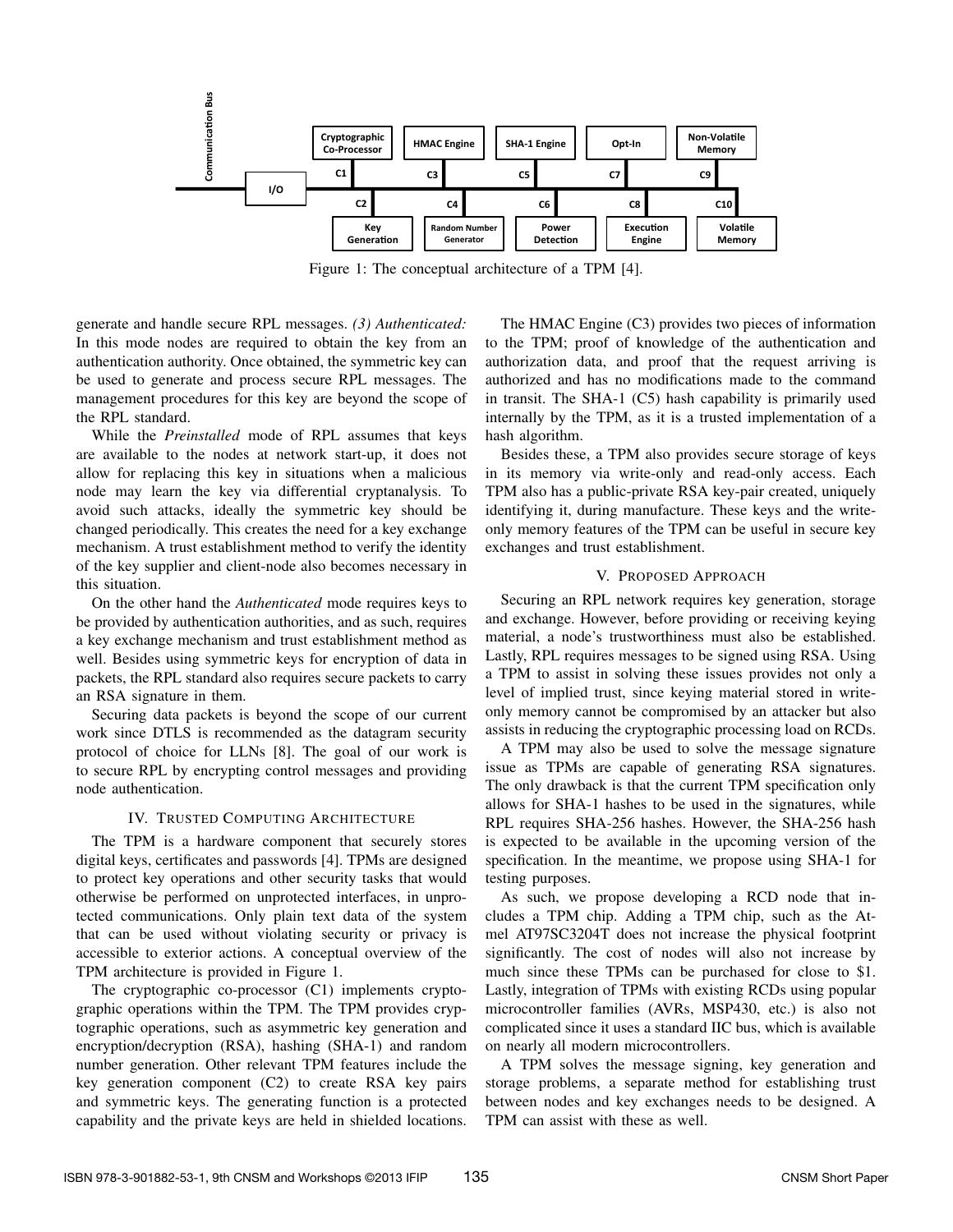Figure 1: The conceptual architecture of a TPM [4].

generate and handle secure RPL messages. *(3) Authenticated:* In this mode nodes are required to obtain the key from an authentication authority. Once obtained, the symmetric key can be used to generate and process secure RPL messages. The management procedures for this key are beyond the scope of the RPL standard.

While the *Preinstalled* mode of RPL assumes that keys are available to the nodes at network start-up, it does not allow for replacing this key in situations when a malicious node may learn the key via differential cryptanalysis. To avoid such attacks, ideally the symmetric key should be changed periodically. This creates the need for a key exchange mechanism. A trust establishment method to verify the identity of the key supplier and client-node also becomes necessary in this situation.

On the other hand the *Authenticated* mode requires keys to be provided by authentication authorities, and as such, requires a key exchange mechanism and trust establishment method as well. Besides using symmetric keys for encryption of data in packets, the RPL standard also requires secure packets to carry an RSA signature in them.

Securing data packets is beyond the scope of our current work since DTLS is recommended as the datagram security protocol of choice for LLNs [8]. The goal of our work is to secure RPL by encrypting control messages and providing node authentication.

## IV. Trusted Computing Architecture

The TPM is a hardware component that securely stores digital keys, certificates and passwords [4]. TPMs are designed to protect key operations and other security tasks that would otherwise be performed on unprotected interfaces, in unprotected communications. Only plain text data of the system that can be used without violating security or privacy is accessible to exterior actions. A conceptual overview of the TPM architecture is provided in Figure 1.

The cryptographic co-processor (C1) implements cryptographic operations within the TPM. The TPM provides cryptographic operations, such as asymmetric key generation and encryption/decryption (RSA), hashing (SHA-1) and random number generation. Other relevant TPM features include the key generation component (C2) to create RSA key pairs and symmetric keys. The generating function is a protected capability and the private keys are held in shielded locations.

The HMAC Engine (C3) provides two pieces of information to the TPM; proof of knowledge of the authentication and authorization data, and proof that the request arriving is authorized and has no modifications made to the command in transit. The SHA-1 (C5) hash capability is primarily used internally by the TPM, as it is a trusted implementation of a hash algorithm.

Besides these, a TPM also provides secure storage of keys in its memory via write-only and read-only access. Each TPM also has a public-private RSA key-pair created, uniquely identifying it, during manufacture. These keys and the write-only memory features of the TPM can be useful in secure key exchanges and trust establishment.

## V. Proposed Approach

Securing an RPL network requires key generation, storage and exchange. However, before providing or receiving keying material, a node's trustworthiness must also be established. Lastly, RPL requires messages to be signed using RSA. Using a TPM to assist in solving these issues provides not only a level of implied trust, since keying material stored in write-only memory cannot be compromised by an attacker but also assists in reducing the cryptographic processing load on RCDs.

A TPM may also be used to solve the message signature issue as TPMs are capable of generating RSA signatures. The only drawback is that the current TPM specification only allows for SHA-1 hashes to be used in the signatures, while RPL requires SHA-256 hashes. However, the SHA-256 hash is expected to be available in the upcoming version of the specification. In the meantime, we propose using SHA-1 for testing purposes.

As such, we propose developing a RCD node that includes a TPM chip. Adding a TPM chip, such as the Atmel AT97SC3204T does not increase the physical footprint significantly. The cost of nodes will also not increase by much since these TPMs can be purchased for close to \$1. Lastly, integration of TPMs with existing RCDs using popular microcontroller families (AVRs, MSP430, etc.) is also not complicated since it uses a standard IIC bus, which is available on nearly all modern microcontrollers.

A TPM solves the message signing, key generation and storage problems, a separate method for establishing trust between nodes and key exchanges needs to be designed. A TPM can assist with these as well.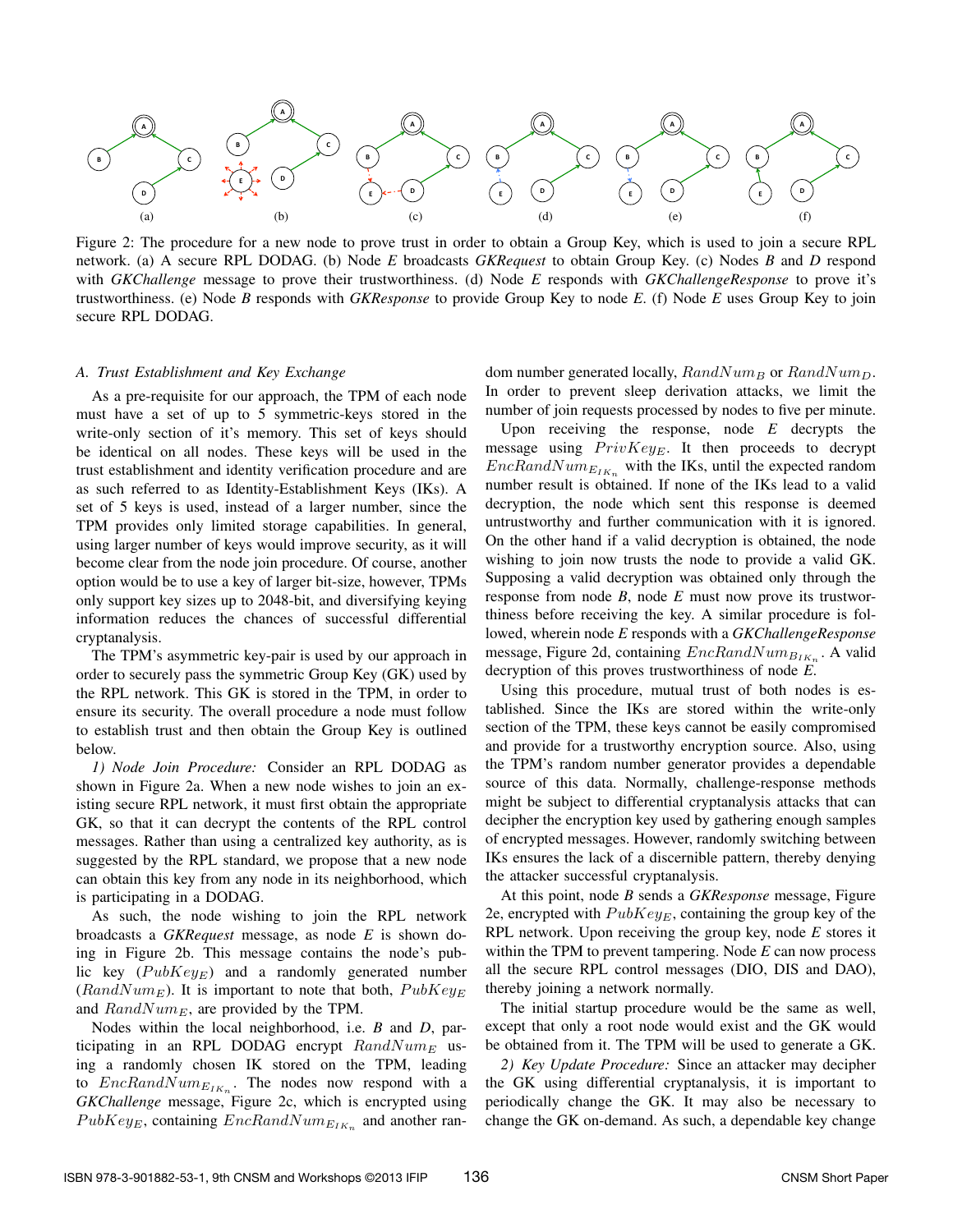Figure 2: The procedure for a new node to prove trust in order to obtain a Group Key, which is used to join a secure RPL network. (a) A secure RPL DODAG. (b) Node *E* broadcasts *GKRequest* to obtain Group Key. (c) Nodes *B* and *D* respond with *GKChallenge* message to prove their trustworthiness. (d) Node *E* responds with *GKChallengeResponse* to prove it's trustworthiness. (e) Node *B* responds with *GKResponse* to provide Group Key to node *E*. (f) Node *E* uses Group Key to join secure RPL DODAG.

### *A. Trust Establishment and Key Exchange*

As a pre-requisite for our approach, the TPM of each node must have a set of up to 5 symmetric-keys stored in the write-only section of it's memory. This set of keys should be identical on all nodes. These keys will be used in the trust establishment and identity verification procedure and are as such referred to as Identity-Establishment Keys (IKs). A set of 5 keys is used, instead of a larger number, since the TPM provides only limited storage capabilities. In general, using larger number of keys would improve security, as it will become clear from the node join procedure. Of course, another option would be to use a key of larger bit-size, however, TPMs only support key sizes up to 2048-bit, and diversifying keying information reduces the chances of successful differential cryptanalysis.

The TPM's asymmetric key-pair is used by our approach in order to securely pass the symmetric Group Key (GK) used by the RPL network. This GK is stored in the TPM, in order to ensure its security. The overall procedure a node must follow to establish trust and then obtain the Group Key is outlined below.

*1) Node Join Procedure:* Consider an RPL DODAG as shown in Figure 2a. When a new node wishes to join an existing secure RPL network, it must first obtain the appropriate GK, so that it can decrypt the contents of the RPL control messages. Rather than using a centralized key authority, as is suggested by the RPL standard, we propose that a new node can obtain this key from any node in its neighborhood, which is participating in a DODAG.

As such, the node wishing to join the RPL network broadcasts a *GKRequest* message, as node *E* is shown doing in Figure 2b. This message contains the node's public key ($PubKey_E$) and a randomly generated number ($RandNum_E$). It is important to note that both, $PubKey_E$ and $RandNum_E$, are provided by the TPM.

Nodes within the local neighborhood, i.e. *B* and *D*, participating in an RPL DODAG encrypt $RandNum_E$ using a randomly chosen IK stored on the TPM, leading to $EncRandNum_{E_{IK_n}}$. The nodes now respond with a *GKChallenge* message, Figure 2c, which is encrypted using $PubKey_E$, containing $EncRandNum_{E_{IK_n}}$ and another random number generated locally, $RandNum_B$ or $RandNum_D$. In order to prevent sleep derivation attacks, we limit the number of join requests processed by nodes to five per minute.

Upon receiving the response, node *E* decrypts the message using $PrivKey_E$. It then proceeds to decrypt $EncRandNum_{E_{IK_n}}$ with the IKs, until the expected random number result is obtained. If none of the IKs lead to a valid decryption, the node which sent this response is deemed untrustworthy and further communication with it is ignored. On the other hand if a valid decryption is obtained, the node wishing to join now trusts the node to provide a valid GK. Supposing a valid decryption was obtained only through the response from node *B*, node *E* must now prove its trustworthiness before receiving the key. A similar procedure is followed, wherein node *E* responds with a *GKChallengeResponse* message, Figure 2d, containing $EncRandNum_{B_{IK_n}}$. A valid decryption of this proves trustworthiness of node *E*.

Using this procedure, mutual trust of both nodes is established. Since the IKs are stored within the write-only section of the TPM, these keys cannot be easily compromised and provide for a trustworthy encryption source. Also, using the TPM's random number generator provides a dependable source of this data. Normally, challenge-response methods might be subject to differential cryptanalysis attacks that can decipher the encryption key used by gathering enough samples of encrypted messages. However, randomly switching between IKs ensures the lack of a discernible pattern, thereby denying the attacker successful cryptanalysis.

At this point, node *B* sends a *GKResponse* message, Figure 2e, encrypted with $PubKey_E$, containing the group key of the RPL network. Upon receiving the group key, node *E* stores it within the TPM to prevent tampering. Node *E* can now process all the secure RPL control messages (DIO, DIS and DAO), thereby joining a network normally.

The initial startup procedure would be the same as well, except that only a root node would exist and the GK would be obtained from it. The TPM will be used to generate a GK.

*2) Key Update Procedure:* Since an attacker may decipher the GK using differential cryptanalysis, it is important to periodically change the GK. It may also be necessary to change the GK on-demand. As such, a dependable key change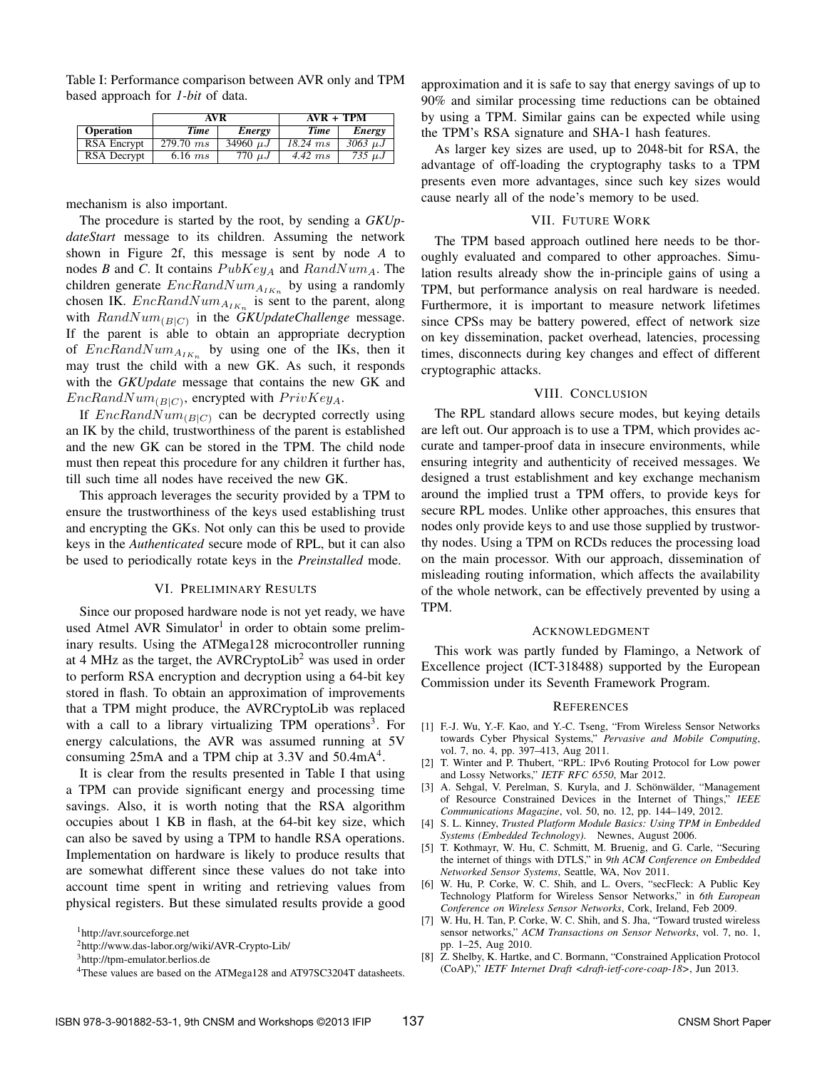Table I: Performance comparison between AVR only and TPM based approach for *1-bit* of data.

| | AVR | | AVR + TPM | |
|---|---|---|---|---|
| **Operation** | *Time* | *Energy* | *Time* | *Energy* |
| RSA Encrypt | 279.70 $ms$ | 34960 $\mu J$ | *18.24* $ms$ | *3063* $\mu J$ |
| RSA Decrypt | 6.16 $ms$ | 770 $\mu J$ | *4.42* $ms$ | *735* $\mu J$ |

mechanism is also important.

The procedure is started by the root, by sending a *GKUpdateStart* message to its children. Assuming the network shown in Figure 2f, this message is sent by node *A* to nodes *B* and *C*. It contains $PubKey_A$ and $RandNum_A$. The children generate $EncRandNum_{A_{IK_n}}$ by using a randomly chosen IK. $EncRandNum_{A_{IK_n}}$ is sent to the parent, along with $RandNum_{(B|C)}$ in the *GKUpdateChallenge* message. If the parent is able to obtain an appropriate decryption of $EncRandNum_{A_{IK_n}}$ by using one of the IKs, then it may trust the child with a new GK. As such, it responds with the *GKUpdate* message that contains the new GK and $EncRandNum_{(B|C)}$, encrypted with $PrivKey_A$.

If $EncRandNum_{(B|C)}$ can be decrypted correctly using an IK by the child, trustworthiness of the parent is established and the new GK can be stored in the TPM. The child node must then repeat this procedure for any children it further has, till such time all nodes have received the new GK.

This approach leverages the security provided by a TPM to ensure the trustworthiness of the keys used establishing trust and encrypting the GKs. Not only can this be used to provide keys in the ***Authenticated*** secure mode of RPL, but it can also be used to periodically rotate keys in the ***Preinstalled*** mode.

## VI. Preliminary Results

Since our proposed hardware node is not yet ready, we have used Atmel AVR Simulator[1] in order to obtain some preliminary results. Using the ATMega128 microcontroller running at 4 MHz as the target, the AVRCryptoLib[2] was used in order to perform RSA encryption and decryption using a 64-bit key stored in flash. To obtain an approximation of improvements that a TPM might produce, the AVRCryptoLib was replaced with a call to a library virtualizing TPM operations[3]. For energy calculations, the AVR was assumed running at 5V consuming 25mA and a TPM chip at 3.3V and 50.4mA[4].

It is clear from the results presented in Table I that using a TPM can provide significant energy and processing time savings. Also, it is worth noting that the RSA algorithm occupies about 1 KB in flash, at the 64-bit key size, which can also be saved by using a TPM to handle RSA operations. Implementation on hardware is likely to produce results that are somewhat different since these values do not take into account time spent in writing and retrieving values from physical registers. But these simulated results provide a good approximation and it is safe to say that energy savings of up to 90% and similar processing time reductions can be obtained by using a TPM. Similar gains can be expected while using the TPM's RSA signature and SHA-1 hash features.

As larger key sizes are used, up to 2048-bit for RSA, the advantage of off-loading the cryptography tasks to a TPM presents even more advantages, since such key sizes would cause nearly all of the node's memory to be used.

[1]http://avr.sourceforge.net

[2]http://www.das-labor.org/wiki/AVR-Crypto-Lib/

[3]http://tpm-emulator.berlios.de

[4]These values are based on the ATMega128 and AT97SC3204T datasheets.

## VII. Future Work

The TPM based approach outlined here needs to be thoroughly evaluated and compared to other approaches. Simulation results already show the in-principle gains of using a TPM, but performance analysis on real hardware is needed. Furthermore, it is important to measure network lifetimes since CPSs may be battery powered, effect of network size on key dissemination, packet overhead, latencies, processing times, disconnects during key changes and effect of different cryptographic attacks.

## VIII. Conclusion

The RPL standard allows secure modes, but keying details are left out. Our approach is to use a TPM, which provides accurate and tamper-proof data in insecure environments, while ensuring integrity and authenticity of received messages. We designed a trust establishment and key exchange mechanism around the implied trust a TPM offers, to provide keys for secure RPL modes. Unlike other approaches, this ensures that nodes only provide keys to and use those supplied by trustworthy nodes. Using a TPM on RCDs reduces the processing load on the main processor. With our approach, dissemination of misleading routing information, which affects the availability of the whole network, can be effectively prevented by using a TPM.

## Acknowledgment

This work was partly funded by Flamingo, a Network of Excellence project (ICT-318488) supported by the European Commission under its Seventh Framework Program.

## References

[1] F.-J. Wu, Y.-F. Kao, and Y.-C. Tseng, "From Wireless Sensor Networks towards Cyber Physical Systems," *Pervasive and Mobile Computing*, vol. 7, no. 4, pp. 397–413, Aug 2011.

[2] T. Winter and P. Thubert, "RPL: IPv6 Routing Protocol for Low power and Lossy Networks," *IETF RFC 6550*, Mar 2012.

[3] A. Sehgal, V. Perelman, S. Kuryla, and J. Schönwälder, "Management of Resource Constrained Devices in the Internet of Things," *IEEE Communications Magazine*, vol. 50, no. 12, pp. 144–149, 2012.

[4] S. L. Kinney, *Trusted Platform Module Basics: Using TPM in Embedded Systems (Embedded Technology)*. Newnes, August 2006.

[5] T. Kothmayr, W. Hu, C. Schmitt, M. Bruenig, and G. Carle, "Securing the internet of things with DTLS," in *9th ACM Conference on Embedded Networked Sensor Systems*, Seattle, WA, Nov 2011.

[6] W. Hu, P. Corke, W. C. Shih, and L. Overs, "secFleck: A Public Key Technology Platform for Wireless Sensor Networks," in *6th European Conference on Wireless Sensor Networks*, Cork, Ireland, Feb 2009.

[7] W. Hu, H. Tan, P. Corke, W. C. Shih, and S. Jha, "Toward trusted wireless sensor networks," *ACM Transactions on Sensor Networks*, vol. 7, no. 1, pp. 1–25, Aug 2010.

[8] Z. Shelby, K. Hartke, and C. Bormann, "Constrained Application Protocol (CoAP)," *IETF Internet Draft <draft-ietf-core-coap-18>*, Jun 2013.